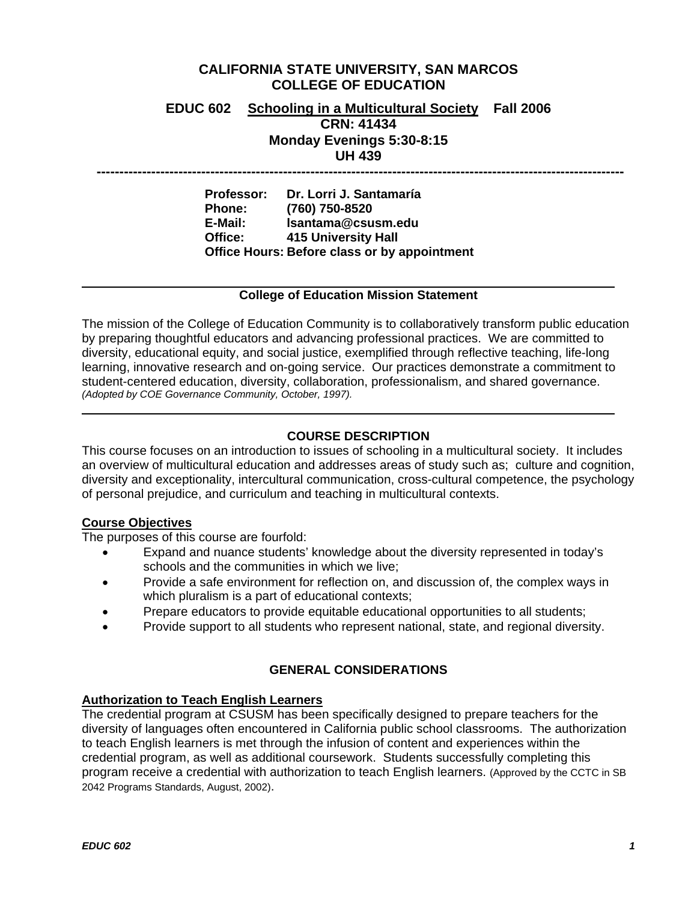# CALIFORNIA STATE UNIVERSITY, SAN MARCOS
# COLLEGE OF EDUCATION

## EDUC 602 Schooling in a Multicultural Society Fall 2006

**CRN: 41434**
**Monday Evenings 5:30-8:15**
**UH 439**

---

**Professor:** Dr. Lorri J. Santamaría
**Phone:** (760) 750-8520
**E-Mail:** lsantama@csusm.edu
**Office:** 415 University Hall
**Office Hours:** Before class or by appointment

---

**College of Education Mission Statement**

The mission of the College of Education Community is to collaboratively transform public education by preparing thoughtful educators and advancing professional practices. We are committed to diversity, educational equity, and social justice, exemplified through reflective teaching, life-long learning, innovative research and on-going service. Our practices demonstrate a commitment to student-centered education, diversity, collaboration, professionalism, and shared governance. *(Adopted by COE Governance Community, October, 1997).*

---

## COURSE DESCRIPTION

This course focuses on an introduction to issues of schooling in a multicultural society. It includes an overview of multicultural education and addresses areas of study such as; culture and cognition, diversity and exceptionality, intercultural communication, cross-cultural competence, the psychology of personal prejudice, and curriculum and teaching in multicultural contexts.

### Course Objectives

The purposes of this course are fourfold:

- Expand and nuance students' knowledge about the diversity represented in today's schools and the communities in which we live;
- Provide a safe environment for reflection on, and discussion of, the complex ways in which pluralism is a part of educational contexts;
- Prepare educators to provide equitable educational opportunities to all students;
- Provide support to all students who represent national, state, and regional diversity.

## GENERAL CONSIDERATIONS

### Authorization to Teach English Learners

The credential program at CSUSM has been specifically designed to prepare teachers for the diversity of languages often encountered in California public school classrooms. The authorization to teach English learners is met through the infusion of content and experiences within the credential program, as well as additional coursework. Students successfully completing this program receive a credential with authorization to teach English learners. (Approved by the CCTC in SB 2042 Programs Standards, August, 2002).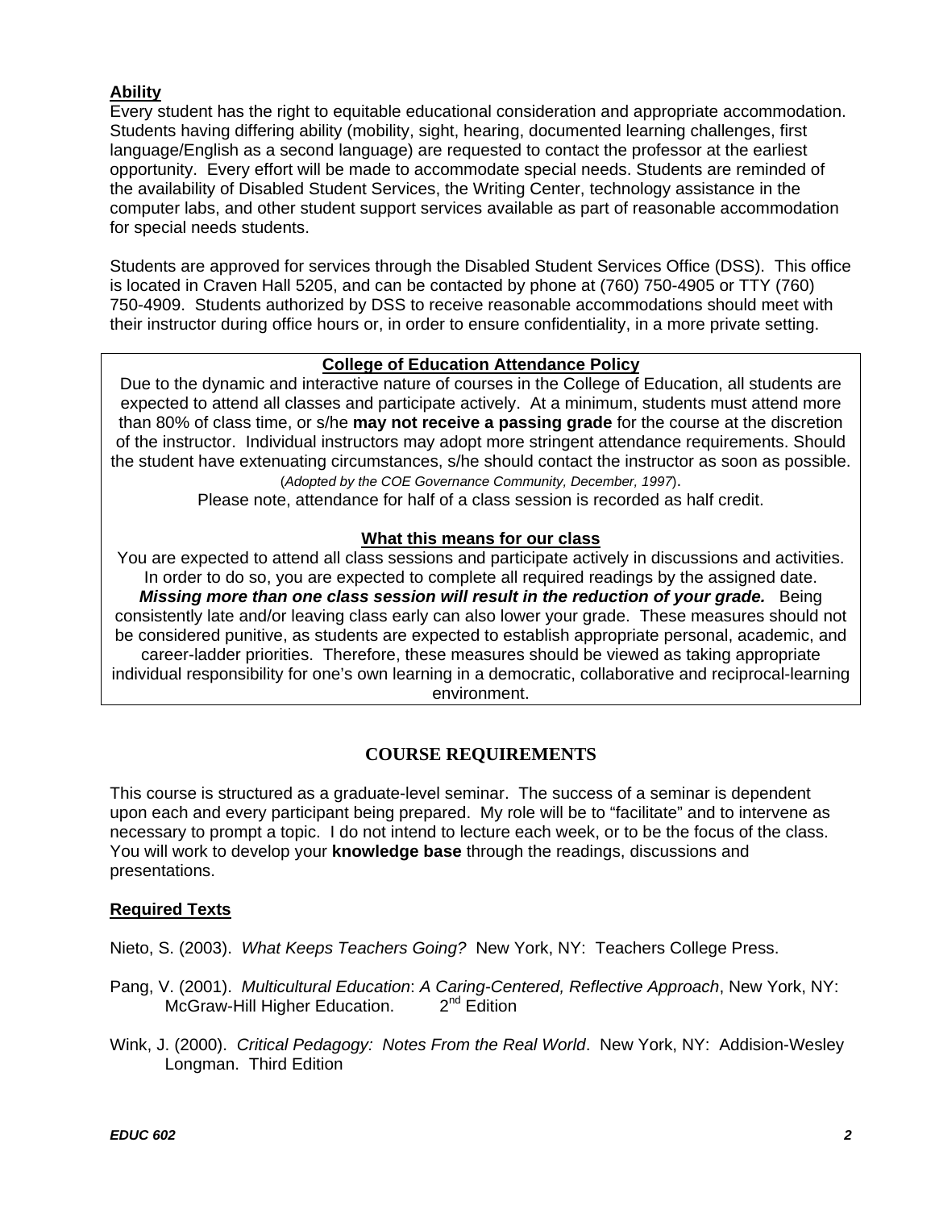**Ability**

Every student has the right to equitable educational consideration and appropriate accommodation. Students having differing ability (mobility, sight, hearing, documented learning challenges, first language/English as a second language) are requested to contact the professor at the earliest opportunity. Every effort will be made to accommodate special needs. Students are reminded of the availability of Disabled Student Services, the Writing Center, technology assistance in the computer labs, and other student support services available as part of reasonable accommodation for special needs students.

Students are approved for services through the Disabled Student Services Office (DSS). This office is located in Craven Hall 5205, and can be contacted by phone at (760) 750-4905 or TTY (760) 750-4909. Students authorized by DSS to receive reasonable accommodations should meet with their instructor during office hours or, in order to ensure confidentiality, in a more private setting.

**College of Education Attendance Policy**

Due to the dynamic and interactive nature of courses in the College of Education, all students are expected to attend all classes and participate actively. At a minimum, students must attend more than 80% of class time, or s/he **may not receive a passing grade** for the course at the discretion of the instructor. Individual instructors may adopt more stringent attendance requirements. Should the student have extenuating circumstances, s/he should contact the instructor as soon as possible. (*Adopted by the COE Governance Community, December, 1997*).

Please note, attendance for half of a class session is recorded as half credit.

**What this means for our class**

You are expected to attend all class sessions and participate actively in discussions and activities. In order to do so, you are expected to complete all required readings by the assigned date. ***Missing more than one class session will result in the reduction of your grade.*** Being consistently late and/or leaving class early can also lower your grade. These measures should not be considered punitive, as students are expected to establish appropriate personal, academic, and career-ladder priorities. Therefore, these measures should be viewed as taking appropriate individual responsibility for one's own learning in a democratic, collaborative and reciprocal-learning environment.

## COURSE REQUIREMENTS

This course is structured as a graduate-level seminar. The success of a seminar is dependent upon each and every participant being prepared. My role will be to "facilitate" and to intervene as necessary to prompt a topic. I do not intend to lecture each week, or to be the focus of the class. You will work to develop your **knowledge base** through the readings, discussions and presentations.

**Required Texts**

Nieto, S. (2003). *What Keeps Teachers Going?* New York, NY: Teachers College Press.

Pang, V. (2001). *Multicultural Education*: *A Caring-Centered, Reflective Approach*, New York, NY: McGraw-Hill Higher Education. 2nd Edition

Wink, J. (2000). *Critical Pedagogy: Notes From the Real World*. New York, NY: Addision-Wesley Longman. Third Edition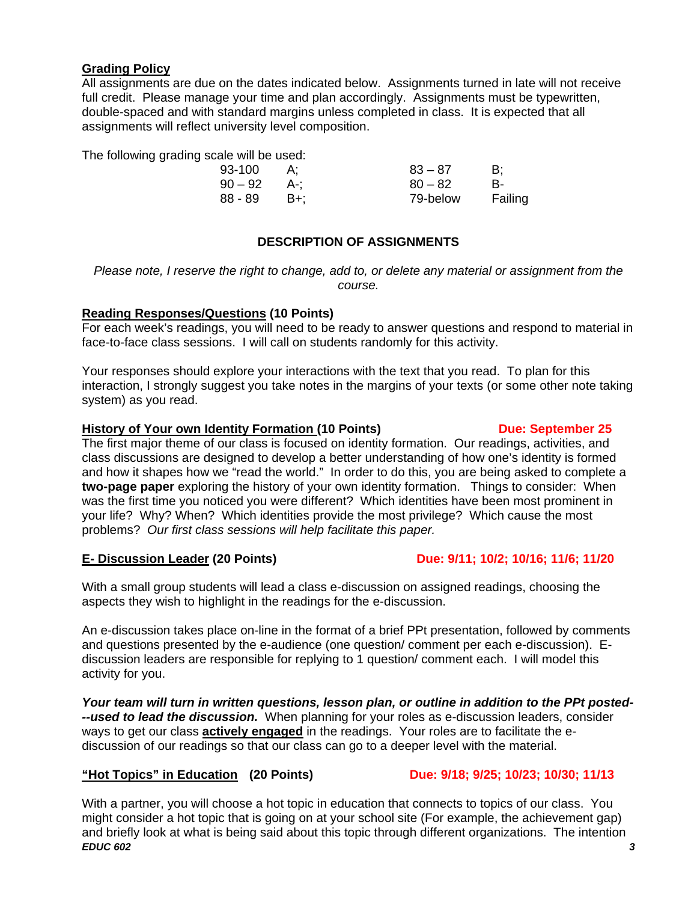**Grading Policy**

All assignments are due on the dates indicated below. Assignments turned in late will not receive full credit. Please manage your time and plan accordingly. Assignments must be typewritten, double-spaced and with standard margins unless completed in class. It is expected that all assignments will reflect university level composition.

The following grading scale will be used:

| | | | |
|---|---|---|---|
| 93-100 | A; | 83 – 87 | B; |
| 90 – 92 | A-; | 80 – 82 | B- |
| 88 - 89 | B+; | 79-below | Failing |

## DESCRIPTION OF ASSIGNMENTS

*Please note, I reserve the right to change, add to, or delete any material or assignment from the course.*

**Reading Responses/Questions (10 Points)**

For each week's readings, you will need to be ready to answer questions and respond to material in face-to-face class sessions. I will call on students randomly for this activity.

Your responses should explore your interactions with the text that you read. To plan for this interaction, I strongly suggest you take notes in the margins of your texts (or some other note taking system) as you read.

**History of Your own Identity Formation (10 Points)** **Due: September 25**

The first major theme of our class is focused on identity formation. Our readings, activities, and class discussions are designed to develop a better understanding of how one's identity is formed and how it shapes how we "read the world." In order to do this, you are being asked to complete a **two-page paper** exploring the history of your own identity formation. Things to consider: When was the first time you noticed you were different? Which identities have been most prominent in your life? Why? When? Which identities provide the most privilege? Which cause the most problems? *Our first class sessions will help facilitate this paper.*

**E- Discussion Leader (20 Points)** **Due: 9/11; 10/2; 10/16; 11/6; 11/20**

With a small group students will lead a class e-discussion on assigned readings, choosing the aspects they wish to highlight in the readings for the e-discussion.

An e-discussion takes place on-line in the format of a brief PPt presentation, followed by comments and questions presented by the e-audience (one question/ comment per each e-discussion). E-discussion leaders are responsible for replying to 1 question/ comment each. I will model this activity for you.

***Your team will turn in written questions, lesson plan, or outline in addition to the PPt posted---used to lead the discussion.*** When planning for your roles as e-discussion leaders, consider ways to get our class **actively engaged** in the readings. Your roles are to facilitate the e-discussion of our readings so that our class can go to a deeper level with the material.

**"Hot Topics" in Education (20 Points)** **Due: 9/18; 9/25; 10/23; 10/30; 11/13**

With a partner, you will choose a hot topic in education that connects to topics of our class. You might consider a hot topic that is going on at your school site (For example, the achievement gap) and briefly look at what is being said about this topic through different organizations. The intention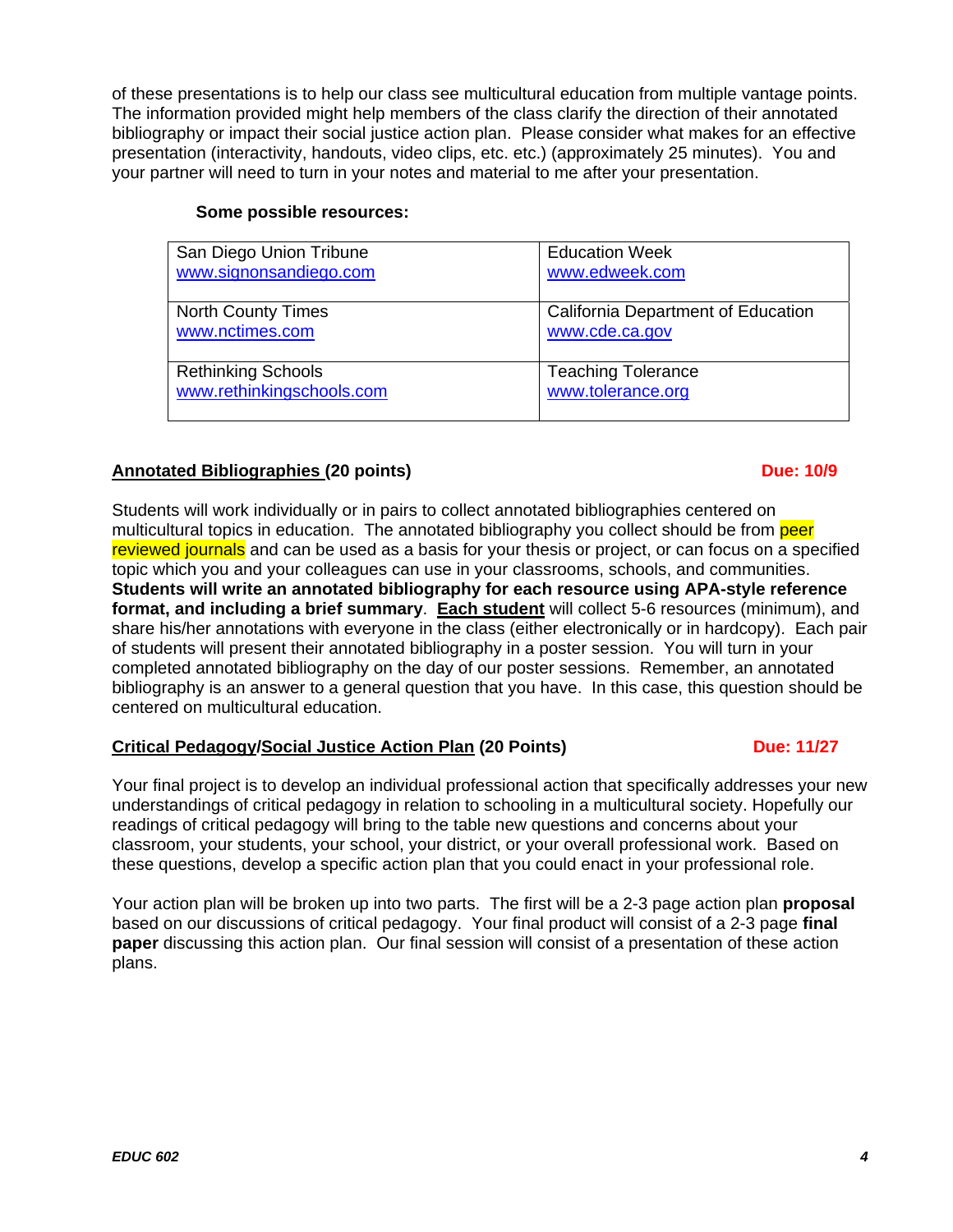of these presentations is to help our class see multicultural education from multiple vantage points. The information provided might help members of the class clarify the direction of their annotated bibliography or impact their social justice action plan. Please consider what makes for an effective presentation (interactivity, handouts, video clips, etc. etc.) (approximately 25 minutes). You and your partner will need to turn in your notes and material to me after your presentation.

**Some possible resources:**

| | |
|---|---|
| San Diego Union Tribune<br>www.signonsandiego.com | Education Week<br>www.edweek.com |
| North County Times<br>www.nctimes.com | California Department of Education<br>www.cde.ca.gov |
| Rethinking Schools<br>www.rethinkingschools.com | Teaching Tolerance<br>www.tolerance.org |

**Annotated Bibliographies (20 points)** **Due: 10/9**

Students will work individually or in pairs to collect annotated bibliographies centered on multicultural topics in education. The annotated bibliography you collect should be from peer reviewed journals and can be used as a basis for your thesis or project, or can focus on a specified topic which you and your colleagues can use in your classrooms, schools, and communities. **Students will write an annotated bibliography for each resource using APA-style reference format, and including a brief summary**. **Each student** will collect 5-6 resources (minimum), and share his/her annotations with everyone in the class (either electronically or in hardcopy). Each pair of students will present their annotated bibliography in a poster session. You will turn in your completed annotated bibliography on the day of our poster sessions. Remember, an annotated bibliography is an answer to a general question that you have. In this case, this question should be centered on multicultural education.

**Critical Pedagogy/Social Justice Action Plan (20 Points)** **Due: 11/27**

Your final project is to develop an individual professional action that specifically addresses your new understandings of critical pedagogy in relation to schooling in a multicultural society. Hopefully our readings of critical pedagogy will bring to the table new questions and concerns about your classroom, your students, your school, your district, or your overall professional work. Based on these questions, develop a specific action plan that you could enact in your professional role.

Your action plan will be broken up into two parts. The first will be a 2-3 page action plan **proposal** based on our discussions of critical pedagogy. Your final product will consist of a 2-3 page **final paper** discussing this action plan. Our final session will consist of a presentation of these action plans.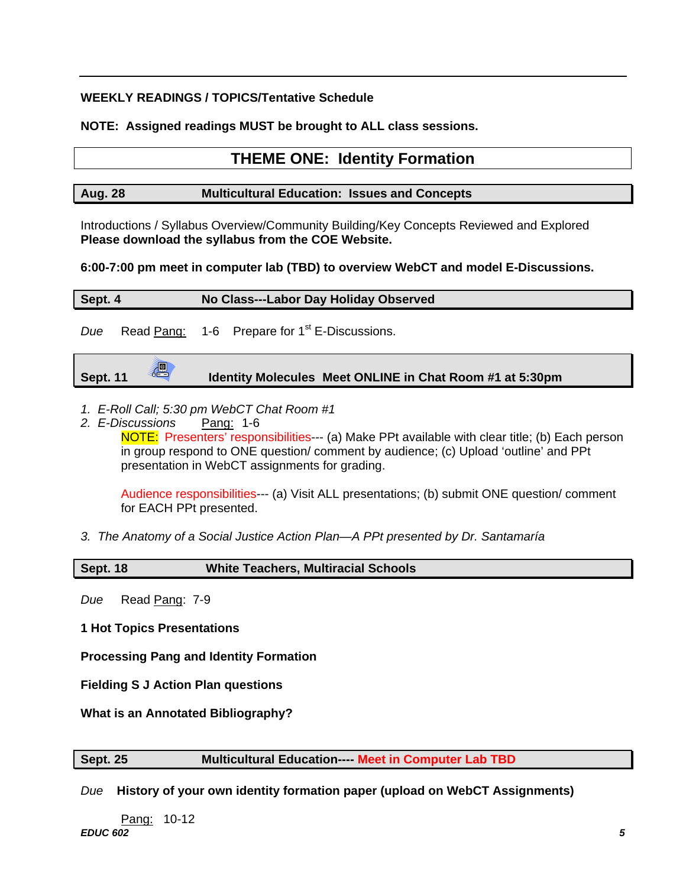**WEEKLY READINGS / TOPICS/Tentative Schedule**

**NOTE: Assigned readings MUST be brought to ALL class sessions.**

## THEME ONE: Identity Formation

### Aug. 28 — Multicultural Education: Issues and Concepts

Introductions / Syllabus Overview/Community Building/Key Concepts Reviewed and Explored
**Please download the syllabus from the COE Website.**

**6:00-7:00 pm meet in computer lab (TBD) to overview WebCT and model E-Discussions.**

### Sept. 4 — No Class---Labor Day Holiday Observed

*Due* Read Pang: 1-6 Prepare for 1st E-Discussions.

### Sept. 11 — Identity Molecules Meet ONLINE in Chat Room #1 at 5:30pm

1. *E-Roll Call; 5:30 pm WebCT Chat Room #1*
2. *E-Discussions* Pang: 1-6

   NOTE: Presenters' responsibilities--- (a) Make PPt available with clear title; (b) Each person in group respond to ONE question/ comment by audience; (c) Upload 'outline' and PPt presentation in WebCT assignments for grading.

   Audience responsibilities--- (a) Visit ALL presentations; (b) submit ONE question/ comment for EACH PPt presented.

3. *The Anatomy of a Social Justice Action Plan—A PPt presented by Dr. Santamaría*

### Sept. 18 — White Teachers, Multiracial Schools

*Due* Read Pang: 7-9

**1 Hot Topics Presentations**

**Processing Pang and Identity Formation**

**Fielding S J Action Plan questions**

**What is an Annotated Bibliography?**

### Sept. 25 — Multicultural Education---- Meet in Computer Lab TBD

*Due* **History of your own identity formation paper (upload on WebCT Assignments)**

Pang: 10-12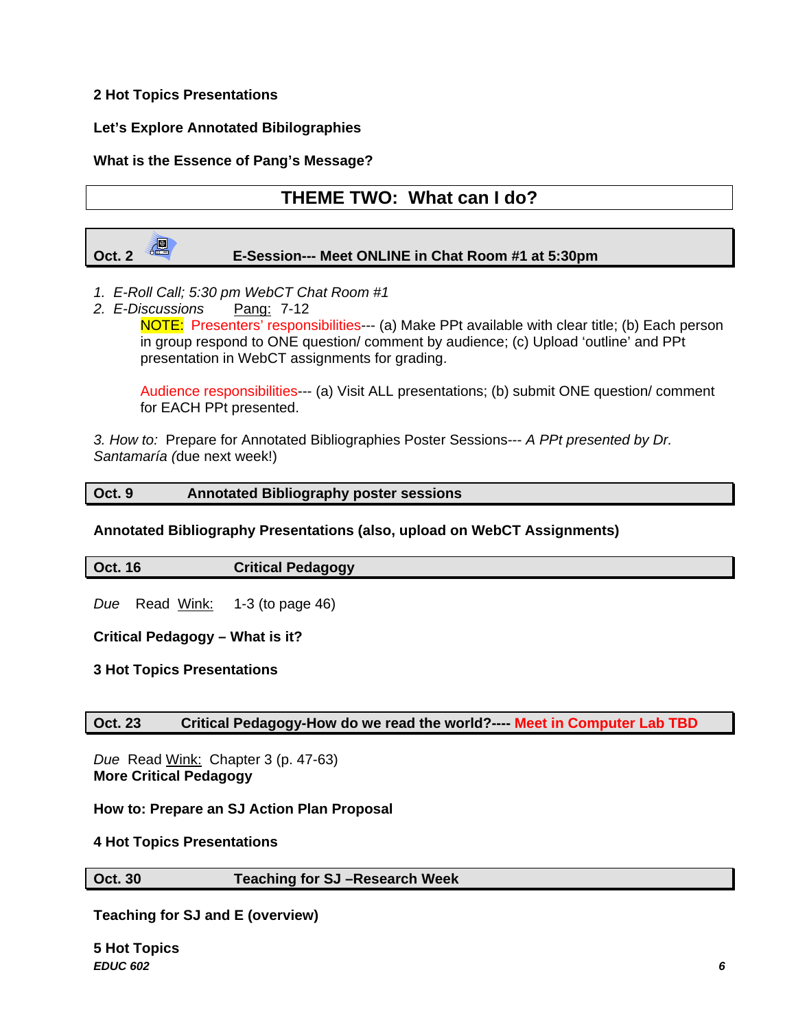**2 Hot Topics Presentations**

**Let's Explore Annotated Bibilographies**

**What is the Essence of Pang's Message?**

## THEME TWO: What can I do?

**Oct. 2 E-Session--- Meet ONLINE in Chat Room #1 at 5:30pm**

1. *E-Roll Call; 5:30 pm WebCT Chat Room #1*
2. *E-Discussions* Pang: 7-12
   NOTE: Presenters' responsibilities--- (a) Make PPt available with clear title; (b) Each person in group respond to ONE question/ comment by audience; (c) Upload 'outline' and PPt presentation in WebCT assignments for grading.

   Audience responsibilities--- (a) Visit ALL presentations; (b) submit ONE question/ comment for EACH PPt presented.

*3. How to:* Prepare for Annotated Bibliographies Poster Sessions--- *A PPt presented by Dr. Santamaría (*due next week!)

**Oct. 9 Annotated Bibliography poster sessions**

**Annotated Bibliography Presentations (also, upload on WebCT Assignments)**

**Oct. 16 Critical Pedagogy**

*Due* Read Wink: 1-3 (to page 46)

**Critical Pedagogy – What is it?**

**3 Hot Topics Presentations**

**Oct. 23 Critical Pedagogy-How do we read the world?---- Meet in Computer Lab TBD**

*Due* Read Wink: Chapter 3 (p. 47-63)
**More Critical Pedagogy**

**How to: Prepare an SJ Action Plan Proposal**

**4 Hot Topics Presentations**

**Oct. 30 Teaching for SJ –Research Week**

**Teaching for SJ and E (overview)**

**5 Hot Topics**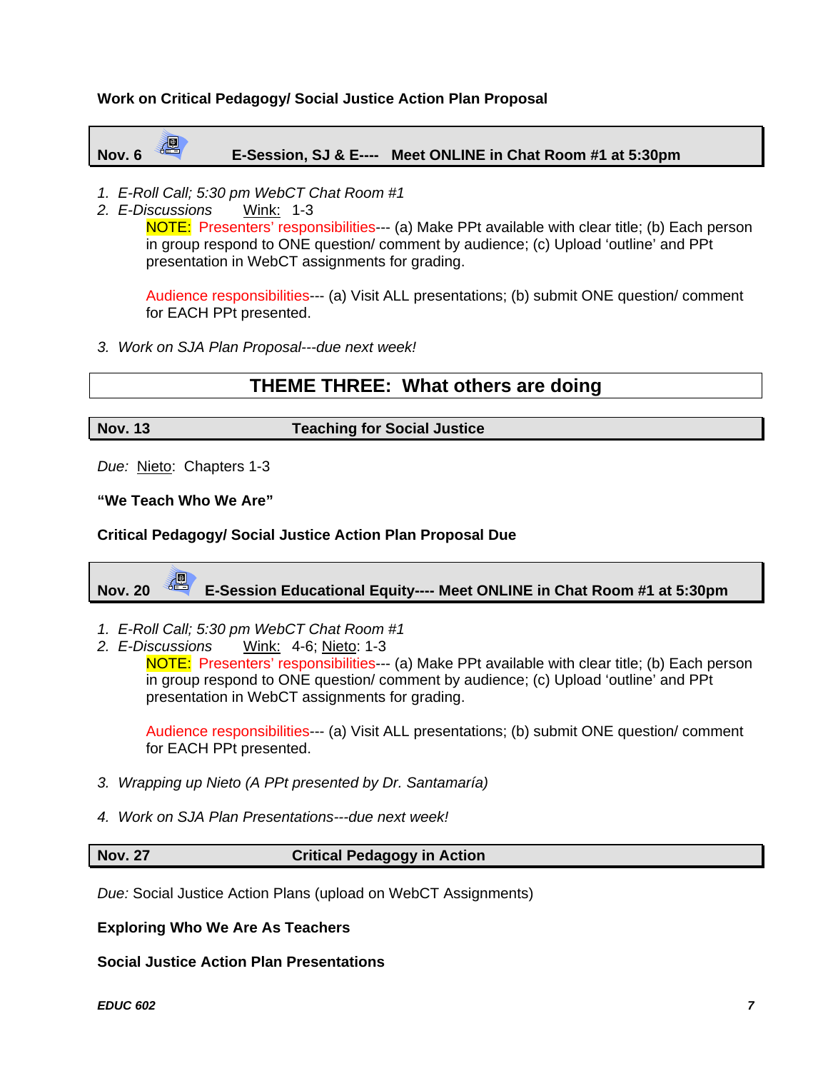**Work on Critical Pedagogy/ Social Justice Action Plan Proposal**

**Nov. 6 E-Session, SJ & E---- Meet ONLINE in Chat Room #1 at 5:30pm**

1. *E-Roll Call; 5:30 pm WebCT Chat Room #1*
2. *E-Discussions* Wink: 1-3

   NOTE: Presenters' responsibilities--- (a) Make PPt available with clear title; (b) Each person in group respond to ONE question/ comment by audience; (c) Upload 'outline' and PPt presentation in WebCT assignments for grading.

   Audience responsibilities--- (a) Visit ALL presentations; (b) submit ONE question/ comment for EACH PPt presented.

3. *Work on SJA Plan Proposal---due next week!*

## THEME THREE: What others are doing

**Nov. 13 Teaching for Social Justice**

*Due:* Nieto: Chapters 1-3

**"We Teach Who We Are"**

**Critical Pedagogy/ Social Justice Action Plan Proposal Due**

**Nov. 20 E-Session Educational Equity---- Meet ONLINE in Chat Room #1 at 5:30pm**

1. *E-Roll Call; 5:30 pm WebCT Chat Room #1*
2. *E-Discussions* Wink: 4-6; Nieto: 1-3

   NOTE: Presenters' responsibilities--- (a) Make PPt available with clear title; (b) Each person in group respond to ONE question/ comment by audience; (c) Upload 'outline' and PPt presentation in WebCT assignments for grading.

   Audience responsibilities--- (a) Visit ALL presentations; (b) submit ONE question/ comment for EACH PPt presented.

3. *Wrapping up Nieto (A PPt presented by Dr. Santamaría)*
4. *Work on SJA Plan Presentations---due next week!*

**Nov. 27 Critical Pedagogy in Action**

*Due:* Social Justice Action Plans (upload on WebCT Assignments)

**Exploring Who We Are As Teachers**

**Social Justice Action Plan Presentations**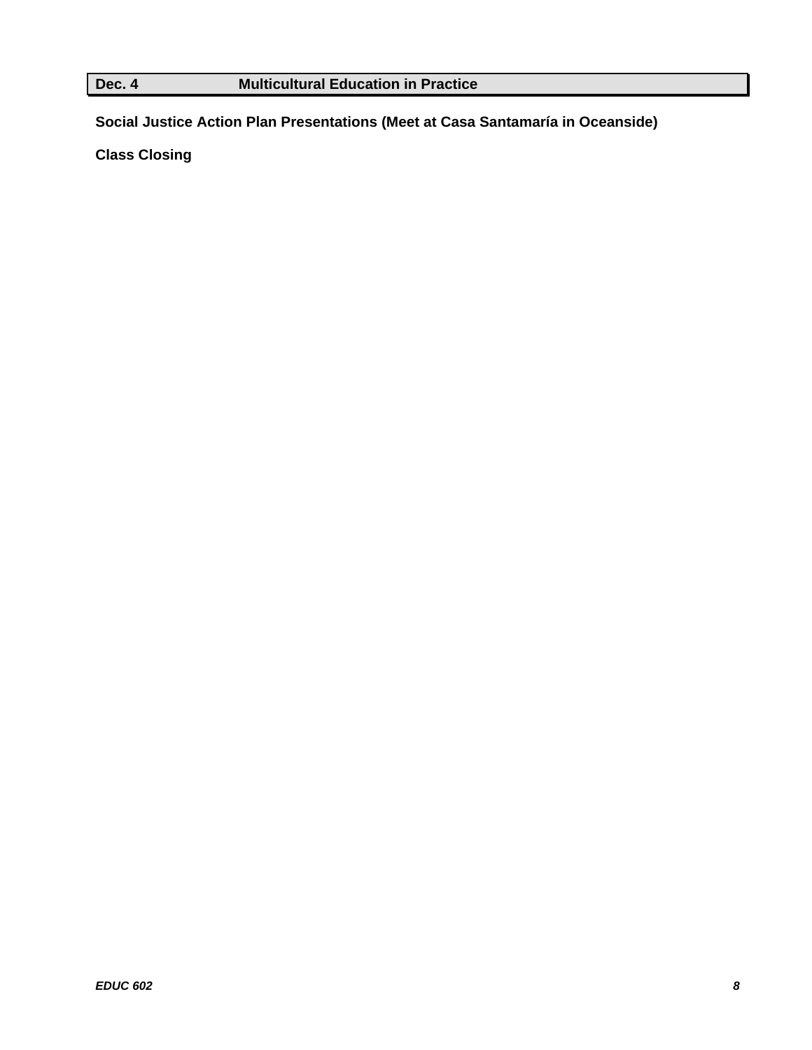| Dec. 4 | Multicultural Education in Practice |
| --- | --- |

**Social Justice Action Plan Presentations (Meet at Casa Santamaría in Oceanside)**

**Class Closing**